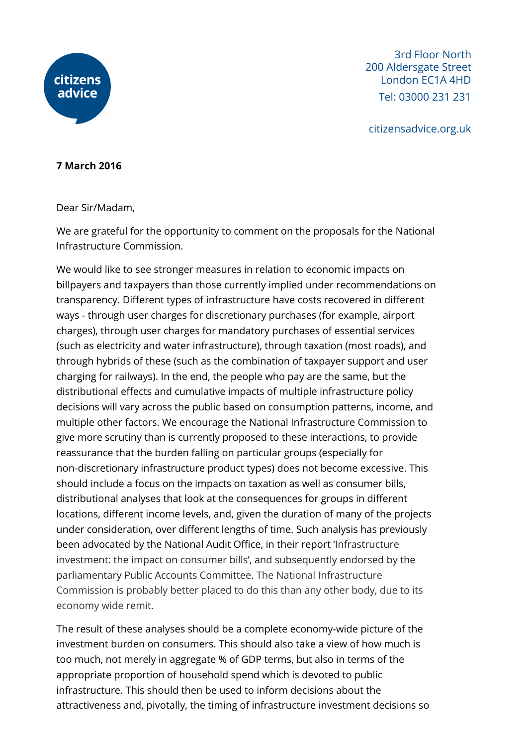citizens advice

3rd Floor North
200 Aldersgate Street
London EC1A 4HD
Tel: 03000 231 231

citizensadvice.org.uk

**7 March 2016**

Dear Sir/Madam,

We are grateful for the opportunity to comment on the proposals for the National Infrastructure Commission.

We would like to see stronger measures in relation to economic impacts on billpayers and taxpayers than those currently implied under recommendations on transparency. Different types of infrastructure have costs recovered in different ways - through user charges for discretionary purchases (for example, airport charges), through user charges for mandatory purchases of essential services (such as electricity and water infrastructure), through taxation (most roads), and through hybrids of these (such as the combination of taxpayer support and user charging for railways). In the end, the people who pay are the same, but the distributional effects and cumulative impacts of multiple infrastructure policy decisions will vary across the public based on consumption patterns, income, and multiple other factors. We encourage the National Infrastructure Commission to give more scrutiny than is currently proposed to these interactions, to provide reassurance that the burden falling on particular groups (especially for non-discretionary infrastructure product types) does not become excessive. This should include a focus on the impacts on taxation as well as consumer bills, distributional analyses that look at the consequences for groups in different locations, different income levels, and, given the duration of many of the projects under consideration, over different lengths of time. Such analysis has previously been advocated by the National Audit Office, in their report 'Infrastructure investment: the impact on consumer bills', and subsequently endorsed by the parliamentary Public Accounts Committee. The National Infrastructure Commission is probably better placed to do this than any other body, due to its economy wide remit.

The result of these analyses should be a complete economy-wide picture of the investment burden on consumers. This should also take a view of how much is too much, not merely in aggregate % of GDP terms, but also in terms of the appropriate proportion of household spend which is devoted to public infrastructure. This should then be used to inform decisions about the attractiveness and, pivotally, the timing of infrastructure investment decisions so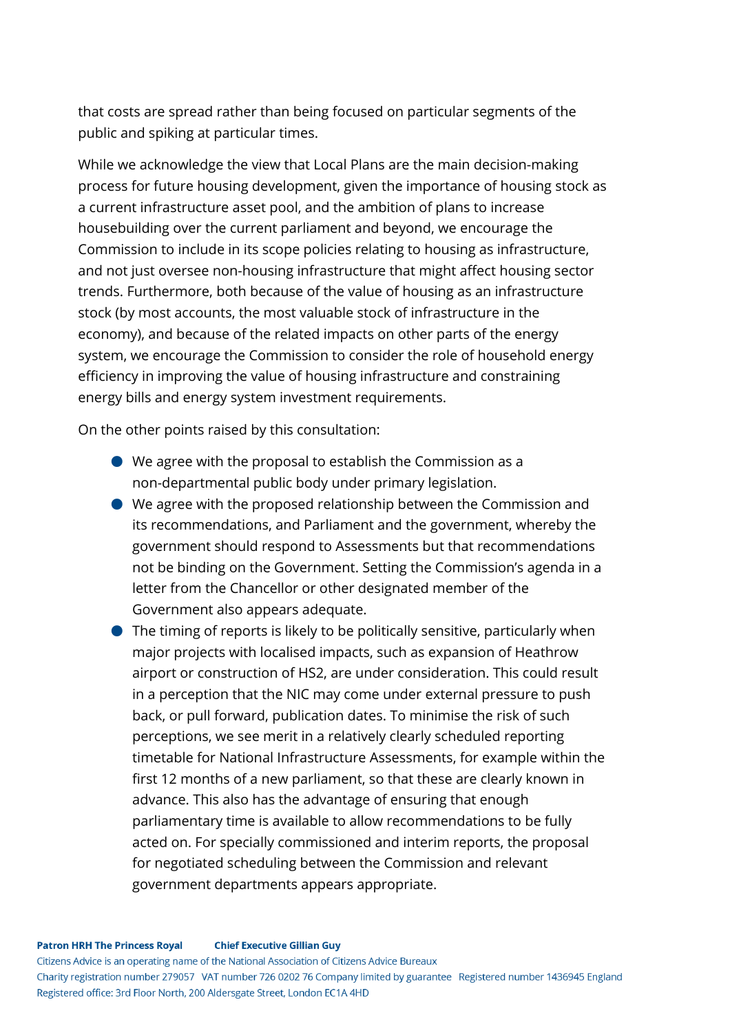that costs are spread rather than being focused on particular segments of the public and spiking at particular times.

While we acknowledge the view that Local Plans are the main decision-making process for future housing development, given the importance of housing stock as a current infrastructure asset pool, and the ambition of plans to increase housebuilding over the current parliament and beyond, we encourage the Commission to include in its scope policies relating to housing as infrastructure, and not just oversee non-housing infrastructure that might affect housing sector trends. Furthermore, both because of the value of housing as an infrastructure stock (by most accounts, the most valuable stock of infrastructure in the economy), and because of the related impacts on other parts of the energy system, we encourage the Commission to consider the role of household energy efficiency in improving the value of housing infrastructure and constraining energy bills and energy system investment requirements.

On the other points raised by this consultation:

- We agree with the proposal to establish the Commission as a non-departmental public body under primary legislation.
- We agree with the proposed relationship between the Commission and its recommendations, and Parliament and the government, whereby the government should respond to Assessments but that recommendations not be binding on the Government. Setting the Commission's agenda in a letter from the Chancellor or other designated member of the Government also appears adequate.
- The timing of reports is likely to be politically sensitive, particularly when major projects with localised impacts, such as expansion of Heathrow airport or construction of HS2, are under consideration. This could result in a perception that the NIC may come under external pressure to push back, or pull forward, publication dates. To minimise the risk of such perceptions, we see merit in a relatively clearly scheduled reporting timetable for National Infrastructure Assessments, for example within the first 12 months of a new parliament, so that these are clearly known in advance. This also has the advantage of ensuring that enough parliamentary time is available to allow recommendations to be fully acted on. For specially commissioned and interim reports, the proposal for negotiated scheduling between the Commission and relevant government departments appears appropriate.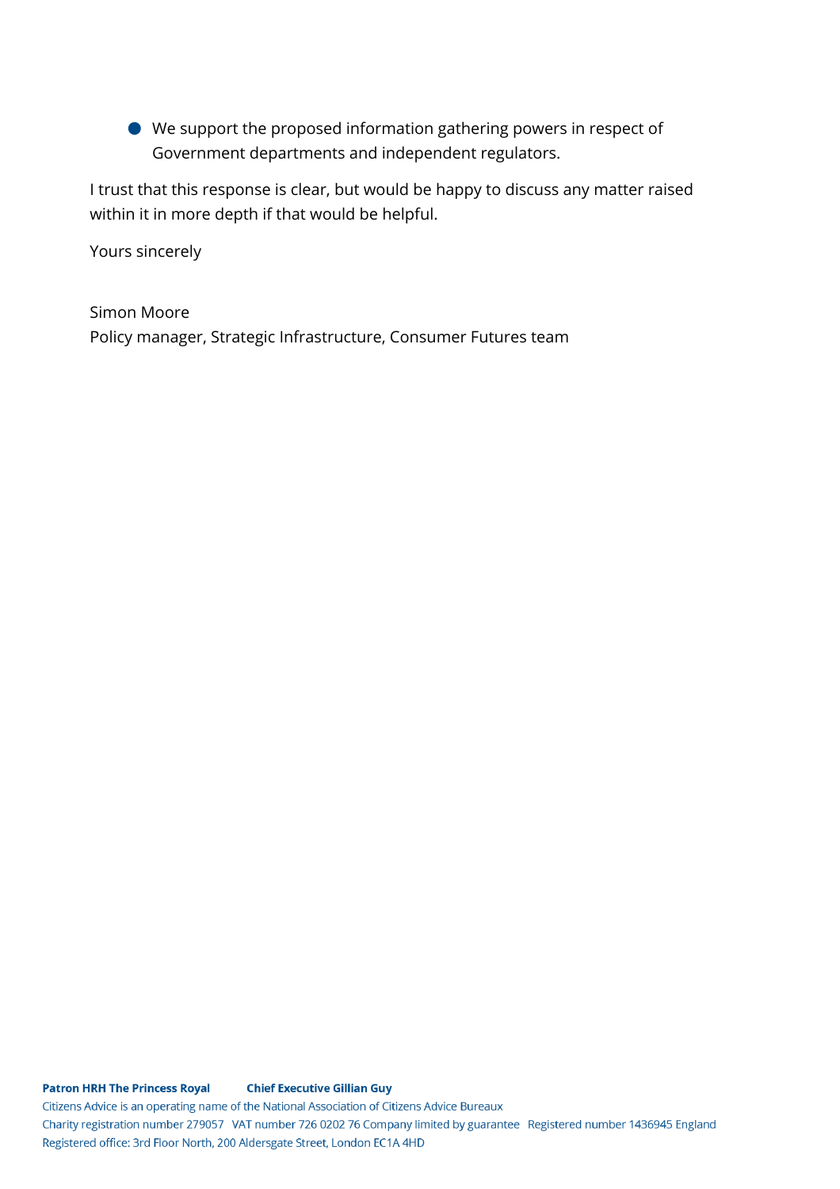- We support the proposed information gathering powers in respect of Government departments and independent regulators.

I trust that this response is clear, but would be happy to discuss any matter raised within it in more depth if that would be helpful.

Yours sincerely

Simon Moore
Policy manager, Strategic Infrastructure, Consumer Futures team

**Patron HRH The Princess Royal** **Chief Executive Gillian Guy**
Citizens Advice is an operating name of the National Association of Citizens Advice Bureaux
Charity registration number 279057 VAT number 726 0202 76 Company limited by guarantee Registered number 1436945 England
Registered office: 3rd Floor North, 200 Aldersgate Street, London EC1A 4HD